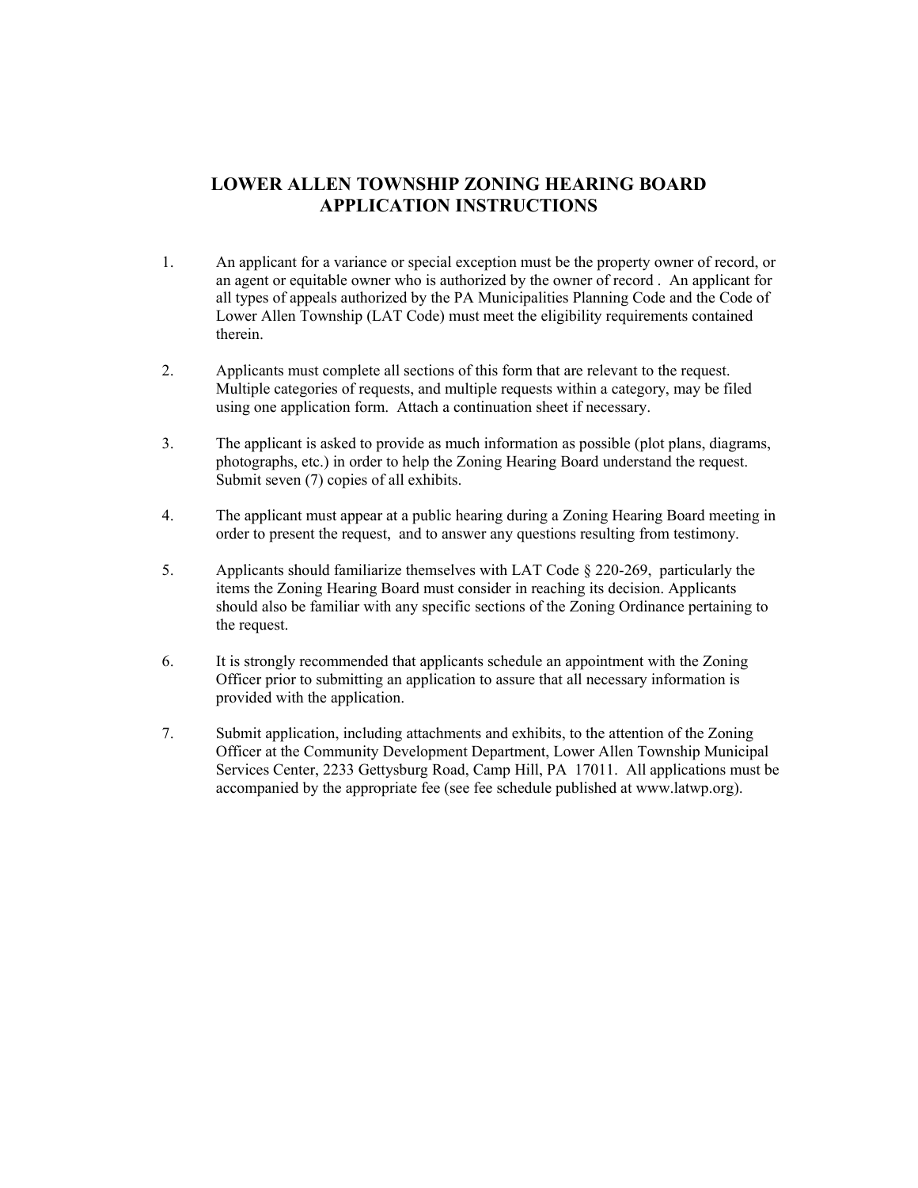# LOWER ALLEN TOWNSHIP ZONING HEARING BOARD
## APPLICATION INSTRUCTIONS

1. An applicant for a variance or special exception must be the property owner of record, or an agent or equitable owner who is authorized by the owner of record . An applicant for all types of appeals authorized by the PA Municipalities Planning Code and the Code of Lower Allen Township (LAT Code) must meet the eligibility requirements contained therein.

2. Applicants must complete all sections of this form that are relevant to the request. Multiple categories of requests, and multiple requests within a category, may be filed using one application form. Attach a continuation sheet if necessary.

3. The applicant is asked to provide as much information as possible (plot plans, diagrams, photographs, etc.) in order to help the Zoning Hearing Board understand the request. Submit seven (7) copies of all exhibits.

4. The applicant must appear at a public hearing during a Zoning Hearing Board meeting in order to present the request, and to answer any questions resulting from testimony.

5. Applicants should familiarize themselves with LAT Code § 220-269, particularly the items the Zoning Hearing Board must consider in reaching its decision. Applicants should also be familiar with any specific sections of the Zoning Ordinance pertaining to the request.

6. It is strongly recommended that applicants schedule an appointment with the Zoning Officer prior to submitting an application to assure that all necessary information is provided with the application.

7. Submit application, including attachments and exhibits, to the attention of the Zoning Officer at the Community Development Department, Lower Allen Township Municipal Services Center, 2233 Gettysburg Road, Camp Hill, PA 17011. All applications must be accompanied by the appropriate fee (see fee schedule published at www.latwp.org).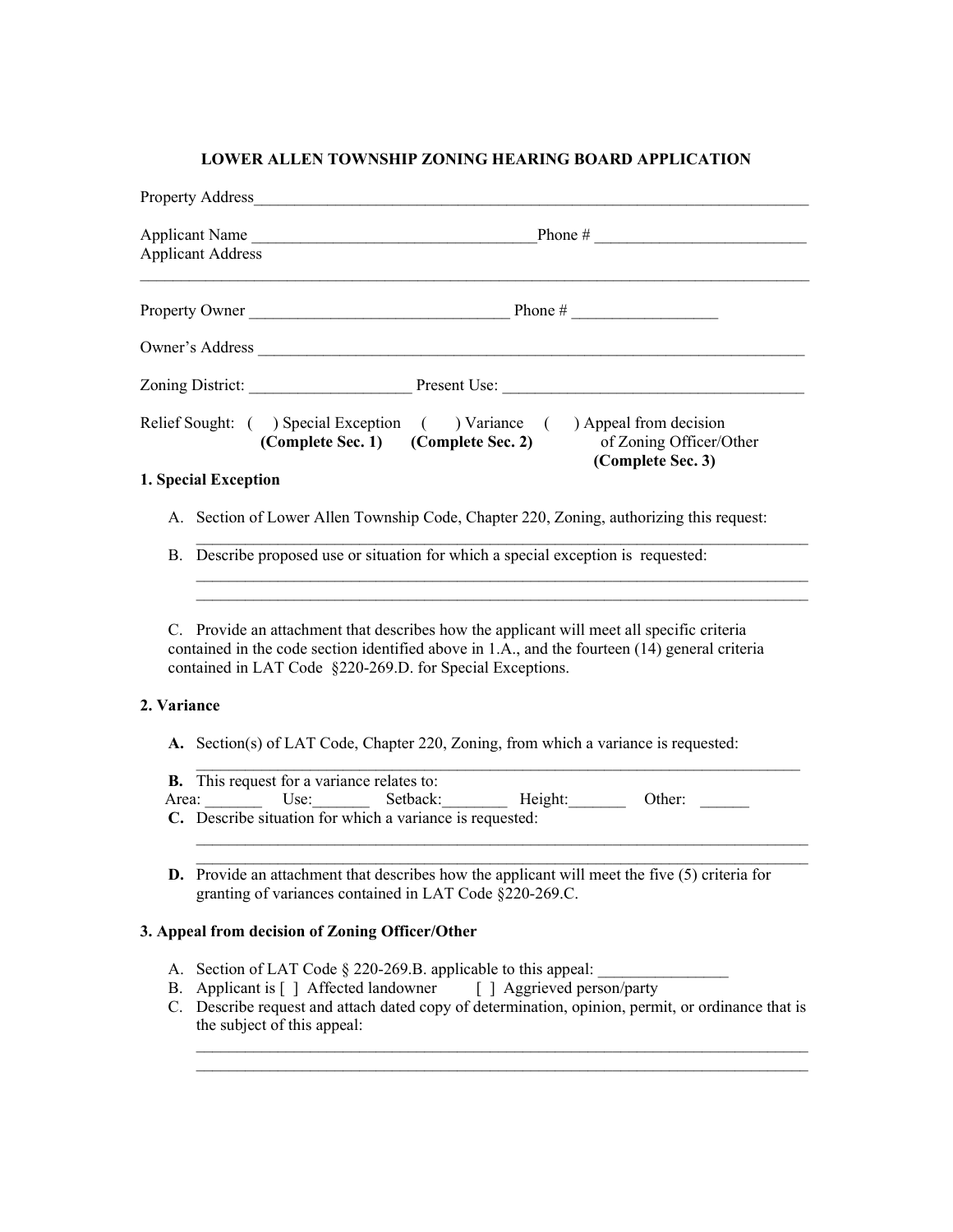# LOWER ALLEN TOWNSHIP ZONING HEARING BOARD APPLICATION

Property Address________________________________________________________________________

Applicant Name __________________________________Phone # _________________________
Applicant Address
_____________________________________________________________________________________

Property Owner ______________________________ Phone # _________________

Owner's Address _____________________________________________________________________

Zoning District: ___________________ Present Use: ____________________________________

Relief Sought: (   ) Special Exception **(Complete Sec. 1)**   (   ) Variance **(Complete Sec. 2)**   (   ) Appeal from decision of Zoning Officer/Other **(Complete Sec. 3)**

**1. Special Exception**

A. Section of Lower Allen Township Code, Chapter 220, Zoning, authorizing this request:
_____________________________________________________________________________

B. Describe proposed use or situation for which a special exception is requested:
_____________________________________________________________________________
_____________________________________________________________________________

C. Provide an attachment that describes how the applicant will meet all specific criteria contained in the code section identified above in 1.A., and the fourteen (14) general criteria contained in LAT Code §220-269.D. for Special Exceptions.

**2. Variance**

**A.** Section(s) of LAT Code, Chapter 220, Zoning, from which a variance is requested:
_____________________________________________________________________________

**B.** This request for a variance relates to:
Area: _______ Use:_______ Setback:________ Height:_______ Other: ______

**C.** Describe situation for which a variance is requested:
_____________________________________________________________________________
_____________________________________________________________________________

**D.** Provide an attachment that describes how the applicant will meet the five (5) criteria for granting of variances contained in LAT Code §220-269.C.

**3. Appeal from decision of Zoning Officer/Other**

A. Section of LAT Code § 220-269.B. applicable to this appeal: _______________

B. Applicant is [ ] Affected landowner   [ ] Aggrieved person/party

C. Describe request and attach dated copy of determination, opinion, permit, or ordinance that is the subject of this appeal:
_____________________________________________________________________________
_____________________________________________________________________________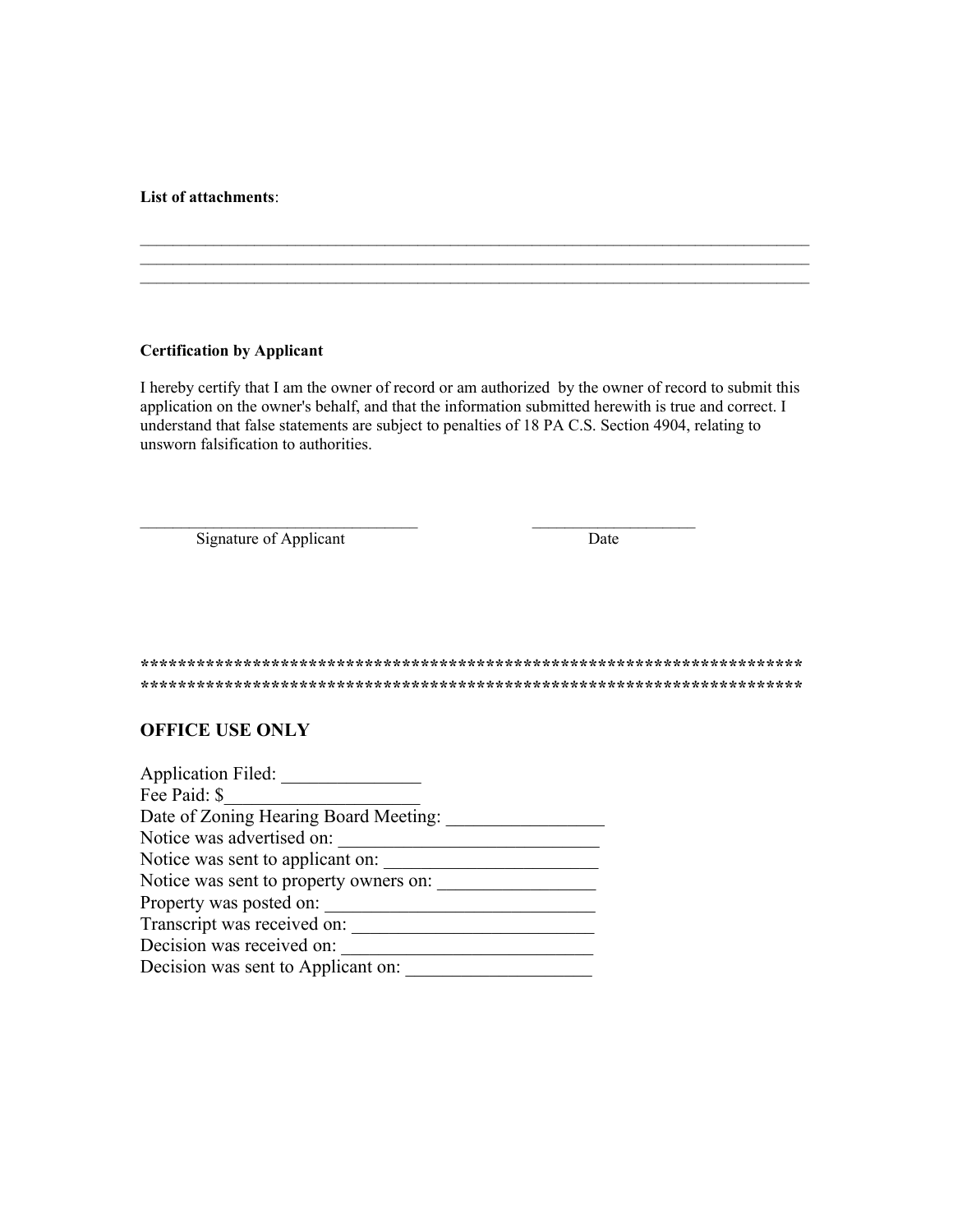**List of attachments**:

\_\_\_\_\_\_\_\_\_\_\_\_\_\_\_\_\_\_\_\_\_\_\_\_\_\_\_\_\_\_\_\_\_\_\_\_\_\_\_\_\_\_\_\_\_\_\_\_\_\_\_\_\_\_\_\_\_\_\_\_\_\_\_\_\_\_\_\_\_\_\_\_\_\_\_\_\_\_
\_\_\_\_\_\_\_\_\_\_\_\_\_\_\_\_\_\_\_\_\_\_\_\_\_\_\_\_\_\_\_\_\_\_\_\_\_\_\_\_\_\_\_\_\_\_\_\_\_\_\_\_\_\_\_\_\_\_\_\_\_\_\_\_\_\_\_\_\_\_\_\_\_\_\_\_\_\_
\_\_\_\_\_\_\_\_\_\_\_\_\_\_\_\_\_\_\_\_\_\_\_\_\_\_\_\_\_\_\_\_\_\_\_\_\_\_\_\_\_\_\_\_\_\_\_\_\_\_\_\_\_\_\_\_\_\_\_\_\_\_\_\_\_\_\_\_\_\_\_\_\_\_\_\_\_\_

**Certification by Applicant**

I hereby certify that I am the owner of record or am authorized by the owner of record to submit this application on the owner's behalf, and that the information submitted herewith is true and correct. I understand that false statements are subject to penalties of 18 PA C.S. Section 4904, relating to unsworn falsification to authorities.

\_\_\_\_\_\_\_\_\_\_\_\_\_\_\_\_\_\_\_\_\_\_\_\_\_\_\_\_\_\_\_\_\_\_ \_\_\_\_\_\_\_\_\_\_\_\_\_\_\_\_\_\_\_\_
Signature of Applicant Date

\*\*\*\*\*\*\*\*\*\*\*\*\*\*\*\*\*\*\*\*\*\*\*\*\*\*\*\*\*\*\*\*\*\*\*\*\*\*\*\*\*\*\*\*\*\*\*\*\*\*\*\*\*\*\*\*\*\*\*\*\*\*\*\*\*\*\*\*\*\*\*\*\*
\*\*\*\*\*\*\*\*\*\*\*\*\*\*\*\*\*\*\*\*\*\*\*\*\*\*\*\*\*\*\*\*\*\*\*\*\*\*\*\*\*\*\*\*\*\*\*\*\*\*\*\*\*\*\*\*\*\*\*\*\*\*\*\*\*\*\*\*\*\*\*\*\*

## OFFICE USE ONLY

Application Filed: \_\_\_\_\_\_\_\_\_\_\_\_\_\_\_
Fee Paid: $\_\_\_\_\_\_\_\_\_\_\_\_\_\_\_\_\_\_\_\_\_
Date of Zoning Hearing Board Meeting: \_\_\_\_\_\_\_\_\_\_\_\_\_\_\_\_\_
Notice was advertised on: \_\_\_\_\_\_\_\_\_\_\_\_\_\_\_\_\_\_\_\_\_\_\_\_\_\_\_\_
Notice was sent to applicant on: \_\_\_\_\_\_\_\_\_\_\_\_\_\_\_\_\_\_\_\_\_\_\_
Notice was sent to property owners on: \_\_\_\_\_\_\_\_\_\_\_\_\_\_\_\_\_
Property was posted on: \_\_\_\_\_\_\_\_\_\_\_\_\_\_\_\_\_\_\_\_\_\_\_\_\_\_\_\_\_\_
Transcript was received on: \_\_\_\_\_\_\_\_\_\_\_\_\_\_\_\_\_\_\_\_\_\_\_\_\_\_
Decision was received on: \_\_\_\_\_\_\_\_\_\_\_\_\_\_\_\_\_\_\_\_\_\_\_\_\_\_\_
Decision was sent to Applicant on: \_\_\_\_\_\_\_\_\_\_\_\_\_\_\_\_\_\_\_\_